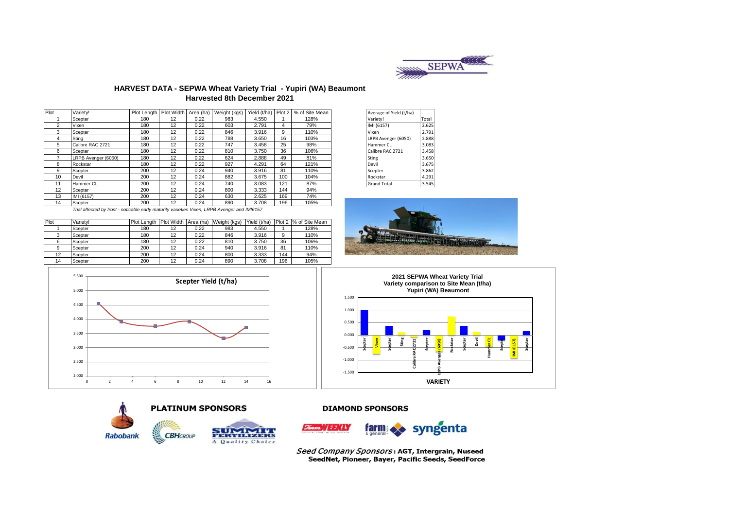# HARVEST DATA - SEPWA Wheat Variety Trial - Yupiri (WA) Beaumont

## Harvested 8th December 2021

| Plot | Variety! | Plot Length | Plot Width | Area (ha) | Weight (kgs) | Yield (t/ha) | Plot 2 | % of Site Mean |
|---|---|---|---|---|---|---|---|---|
| 1 | Scepter | 180 | 12 | 0.22 | 983 | 4.550 | 1 | 128% |
| 2 | Vixen | 180 | 12 | 0.22 | 603 | 2.791 | 4 | 79% |
| 3 | Scepter | 180 | 12 | 0.22 | 846 | 3.916 | 9 | 110% |
| 4 | Sting | 180 | 12 | 0.22 | 788 | 3.650 | 16 | 103% |
| 5 | Calibre RAC 2721 | 180 | 12 | 0.22 | 747 | 3.458 | 25 | 98% |
| 6 | Scepter | 180 | 12 | 0.22 | 810 | 3.750 | 36 | 106% |
| 7 | LRPB Avenger (6050) | 180 | 12 | 0.22 | 624 | 2.888 | 49 | 81% |
| 8 | Rockstar | 180 | 12 | 0.22 | 927 | 4.291 | 64 | 121% |
| 9 | Scepter | 200 | 12 | 0.24 | 940 | 3.916 | 81 | 110% |
| 10 | Devil | 200 | 12 | 0.24 | 882 | 3.675 | 100 | 104% |
| 11 | Hammer CL | 200 | 12 | 0.24 | 740 | 3.083 | 121 | 87% |
| 12 | Scepter | 200 | 12 | 0.24 | 800 | 3.333 | 144 | 94% |
| 13 | IMI (6157) | 200 | 12 | 0.24 | 630 | 2.625 | 169 | 74% |
| 14 | Scepter | 200 | 12 | 0.24 | 890 | 3.708 | 196 | 105% |

*Trial affected by frost - noticable early maturity varieties Vixen, LRPB Avenger and IMI6157*

| Average of Yield (t/ha) | |
|---|---|
| Variety! | Total |
| IMI (6157) | 2.625 |
| Vixen | 2.791 |
| LRPB Avenger (6050) | 2.888 |
| Hammer CL | 3.083 |
| Calibre RAC 2721 | 3.458 |
| Sting | 3.650 |
| Devil | 3.675 |
| Scepter | 3.862 |
| Rockstar | 4.291 |
| Grand Total | 3.545 |

| Plot | Variety! | Plot Length | Plot Width | Area (ha) | Weight (kgs) | Yield (t/ha) | Plot 2 | % of Site Mean |
|---|---|---|---|---|---|---|---|---|
| 1 | Scepter | 180 | 12 | 0.22 | 983 | 4.550 | 1 | 128% |
| 3 | Scepter | 180 | 12 | 0.22 | 846 | 3.916 | 9 | 110% |
| 6 | Scepter | 180 | 12 | 0.22 | 810 | 3.750 | 36 | 106% |
| 9 | Scepter | 200 | 12 | 0.24 | 940 | 3.916 | 81 | 110% |
| 12 | Scepter | 200 | 12 | 0.24 | 800 | 3.333 | 144 | 94% |
| 14 | Scepter | 200 | 12 | 0.24 | 890 | 3.708 | 196 | 105% |

**Scepter Yield (t/ha)**

**2021 SEPWA Wheat Variety Trial**
**Variety comparison to Site Mean (t/ha)**
**Yupiri (WA) Beaumont**

VARIETY

**PLATINUM SPONSORS**

Rabobank, CBH Group, Summit Fertilizers – A Quality Choice

**DIAMOND SPONSORS**

Farm Weekly, farm & general, syngenta

*Seed Company Sponsors* : **AGT, Intergrain, Nuseed SeedNet, Pioneer, Bayer, Pacific Seeds, SeedForce**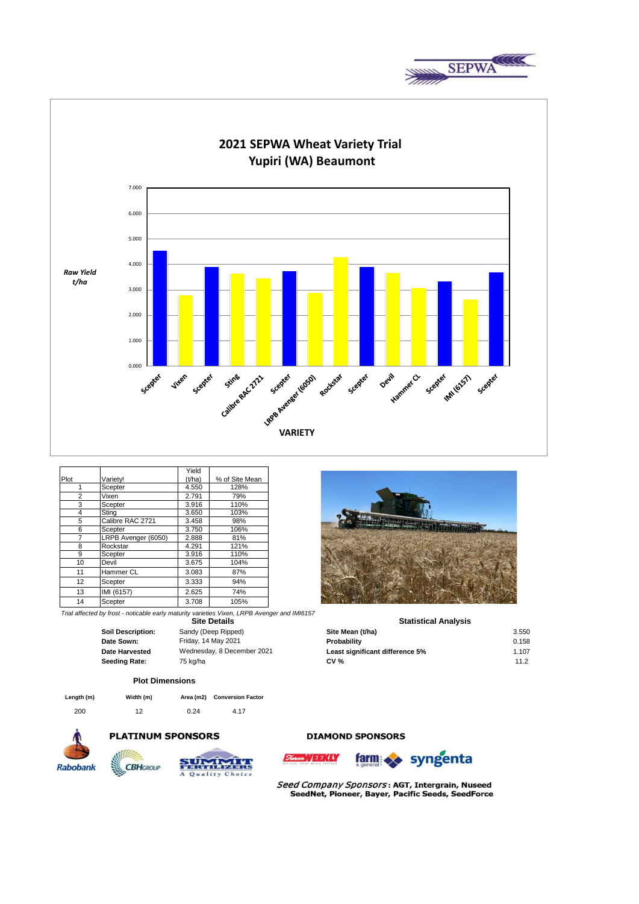SEPWA

# 2021 SEPWA Wheat Variety Trial
## Yupiri (WA) Beaumont

Raw Yield t/ha

VARIETY

| Plot | Variety! | Yield (t/ha) | % of Site Mean |
|---|---|---|---|
| 1 | Scepter | 4.550 | 128% |
| 2 | Vixen | 2.791 | 79% |
| 3 | Scepter | 3.916 | 110% |
| 4 | Sting | 3.650 | 103% |
| 5 | Calibre RAC 2721 | 3.458 | 98% |
| 6 | Scepter | 3.750 | 106% |
| 7 | LRPB Avenger (6050) | 2.888 | 81% |
| 8 | Rockstar | 4.291 | 121% |
| 9 | Scepter | 3.916 | 110% |
| 10 | Devil | 3.675 | 104% |
| 11 | Hammer CL | 3.083 | 87% |
| 12 | Scepter | 3.333 | 94% |
| 13 | IMI (6157) | 2.625 | 74% |
| 14 | Scepter | 3.708 | 105% |

*Trial affected by frost - noticable early maturity varieties Vixen, LRPB Avenger and IMI6157*

### Site Details

| | |
|---|---|
| **Soil Description:** | Sandy (Deep Ripped) |
| **Date Sown:** | Friday, 14 May 2021 |
| **Date Harvested** | Wednesday, 8 December 2021 |
| **Seeding Rate:** | 75 kg/ha |

### Statistical Analysis

| | |
|---|---|
| **Site Mean (t/ha)** | 3.550 |
| **Probability** | 0.158 |
| **Least significant difference 5%** | 1.107 |
| **CV %** | 11.2 |

### Plot Dimensions

| Length (m) | Width (m) | Area (m2) | Conversion Factor |
|---|---|---|---|
| 200 | 12 | 0.24 | 4.17 |

**PLATINUM SPONSORS**

Rabobank, CBH Group, Summit Fertilizers – A Quality Choice

**DIAMOND SPONSORS**

Farm Weekly, farm & general, syngenta

*Seed Company Sponsors*: **AGT, Intergrain, Nuseed SeedNet, Pioneer, Bayer, Pacific Seeds, SeedForce**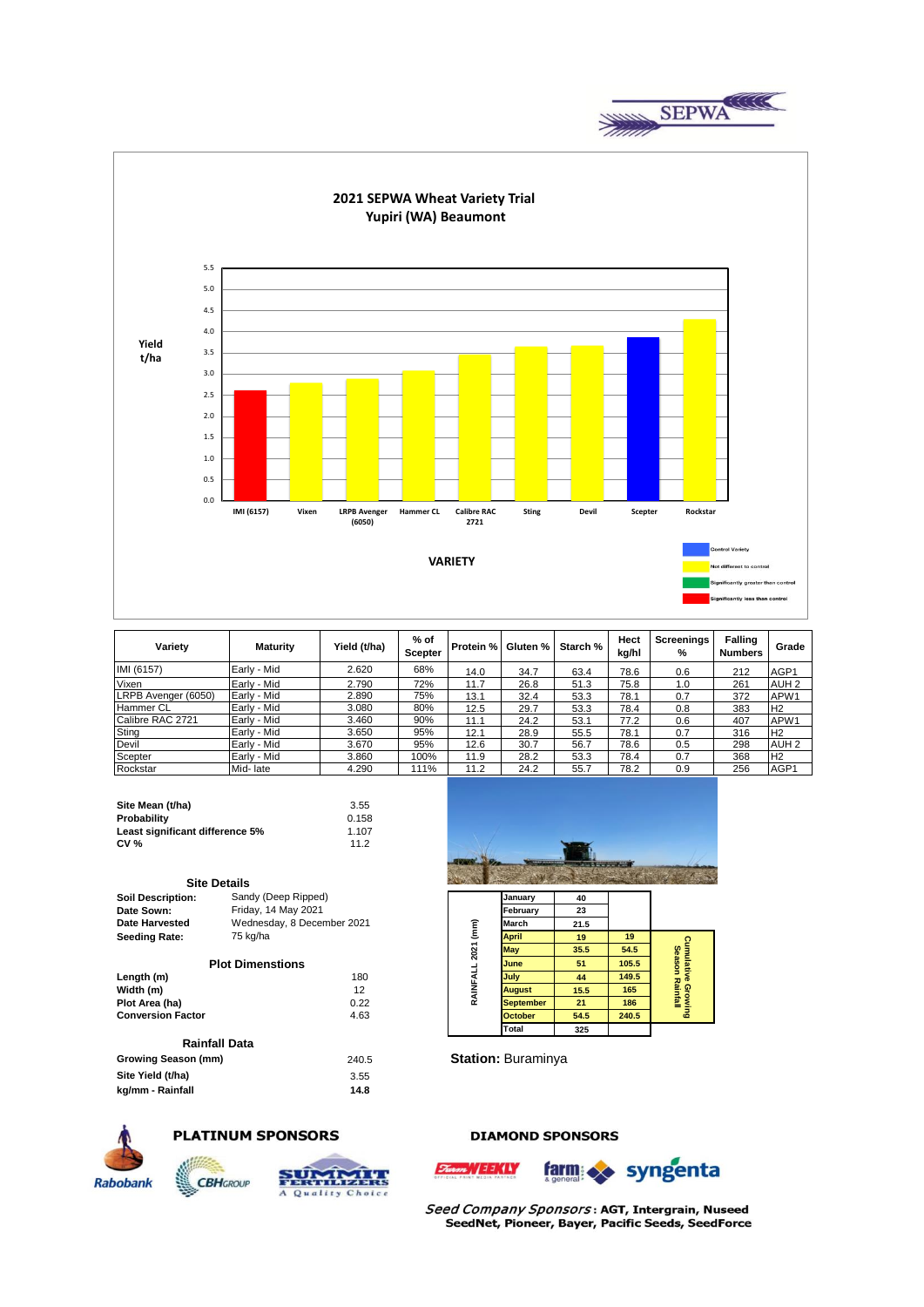SEPWA

## 2021 SEPWA Wheat Variety Trial
### Yupiri (WA) Beaumont

Yield t/ha

5.5
5.0
4.5
4.0
3.5
3.0
2.5
2.0
1.5
1.0
0.5
0.0

IMI (6157) Vixen LRPB Avenger (6050) Hammer CL Calibre RAC 2721 Sting Devil Scepter Rockstar

VARIETY

Control Variety
Not different to control
Significantly greater than control
Significantly less than control

| Variety | Maturity | Yield (t/ha) | % of Scepter | Protein % | Gluten % | Starch % | Hect kg/hl | Screenings % | Falling Numbers | Grade |
|---|---|---|---|---|---|---|---|---|---|---|
| IMI (6157) | Early - Mid | 2.620 | 68% | 14.0 | 34.7 | 63.4 | 78.6 | 0.6 | 212 | AGP1 |
| Vixen | Early - Mid | 2.790 | 72% | 11.7 | 26.8 | 51.3 | 75.8 | 1.0 | 261 | AUH 2 |
| LRPB Avenger (6050) | Early - Mid | 2.890 | 75% | 13.1 | 32.4 | 53.3 | 78.1 | 0.7 | 372 | APW1 |
| Hammer CL | Early - Mid | 3.080 | 80% | 12.5 | 29.7 | 53.3 | 78.4 | 0.8 | 383 | H2 |
| Calibre RAC 2721 | Early - Mid | 3.460 | 90% | 11.1 | 24.2 | 53.1 | 77.2 | 0.6 | 407 | APW1 |
| Sting | Early - Mid | 3.650 | 95% | 12.1 | 28.9 | 55.5 | 78.1 | 0.7 | 316 | H2 |
| Devil | Early - Mid | 3.670 | 95% | 12.6 | 30.7 | 56.7 | 78.6 | 0.5 | 298 | AUH 2 |
| Scepter | Early - Mid | 3.860 | 100% | 11.9 | 28.2 | 53.3 | 78.4 | 0.7 | 368 | H2 |
| Rockstar | Mid- late | 4.290 | 111% | 11.2 | 24.2 | 55.7 | 78.2 | 0.9 | 256 | AGP1 |

| | |
|---|---|
| **Site Mean (t/ha)** | 3.55 |
| **Probability** | 0.158 |
| **Least significant difference 5%** | 1.107 |
| **CV %** | 11.2 |

### Site Details

| | |
|---|---|
| **Soil Description:** | Sandy (Deep Ripped) |
| **Date Sown:** | Friday, 14 May 2021 |
| **Date Harvested** | Wednesday, 8 December 2021 |
| **Seeding Rate:** | 75 kg/ha |

### Plot Dimenstions

| | |
|---|---|
| **Length (m)** | 180 |
| **Width (m)** | 12 |
| **Plot Area (ha)** | 0.22 |
| **Conversion Factor** | 4.63 |

### Rainfall Data

| | |
|---|---|
| **Growing Season (mm)** | 240.5 |
| **Site Yield (t/ha)** | 3.55 |
| **kg/mm - Rainfall** | **14.8** |

RAINFALL 2021 (mm)

| Month | Rainfall | Cumulative Growing Season Rainfall |
|---|---|---|
| January | 40 | |
| February | 23 | |
| March | 21.5 | |
| April | 19 | 19 |
| May | 35.5 | 54.5 |
| June | 51 | 105.5 |
| July | 44 | 149.5 |
| August | 15.5 | 165 |
| September | 21 | 186 |
| October | 54.5 | 240.5 |
| Total | 325 | |

**Station:** Buraminya

**PLATINUM SPONSORS**

Rabobank, CBH GROUP, SUMMIT FERTILIZERS A Quality Choice

**DIAMOND SPONSORS**

Farm Weekly, farm & general, syngenta

*Seed Company Sponsors* : **AGT, Intergrain, Nuseed SeedNet, Pioneer, Bayer, Pacific Seeds, SeedForce**